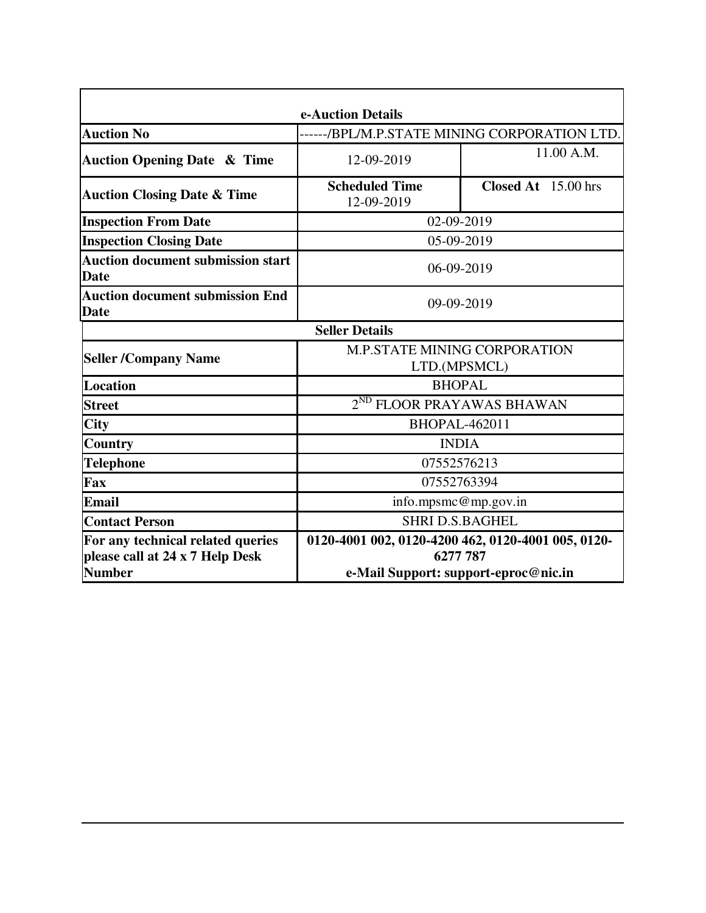| e-Auction Details | | |
|---|---|---|
| **Auction No** | ------/BPL/M.P.STATE MINING CORPORATION LTD. | |
| **Auction Opening Date & Time** | 12-09-2019 | 11.00 A.M. |
| **Auction Closing Date & Time** | **Scheduled Time** 12-09-2019 | **Closed At** 15.00 hrs |
| **Inspection From Date** | 02-09-2019 | |
| **Inspection Closing Date** | 05-09-2019 | |
| **Auction document submission start Date** | 06-09-2019 | |
| **Auction document submission End Date** | 09-09-2019 | |
| **Seller Details** | | |
| **Seller /Company Name** | M.P.STATE MINING CORPORATION LTD.(MPSMCL) | |
| **Location** | BHOPAL | |
| **Street** | 2$^{ND}$ FLOOR PRAYAWAS BHAWAN | |
| **City** | BHOPAL-462011 | |
| **Country** | INDIA | |
| **Telephone** | 07552576213 | |
| **Fax** | 07552763394 | |
| **Email** | info.mpsmc@mp.gov.in | |
| **Contact Person** | SHRI D.S.BAGHEL | |
| **For any technical related queries please call at 24 x 7 Help Desk Number** | **0120-4001 002, 0120-4200 462, 0120-4001 005, 0120-6277 787 e-Mail Support: support-eproc@nic.in** | |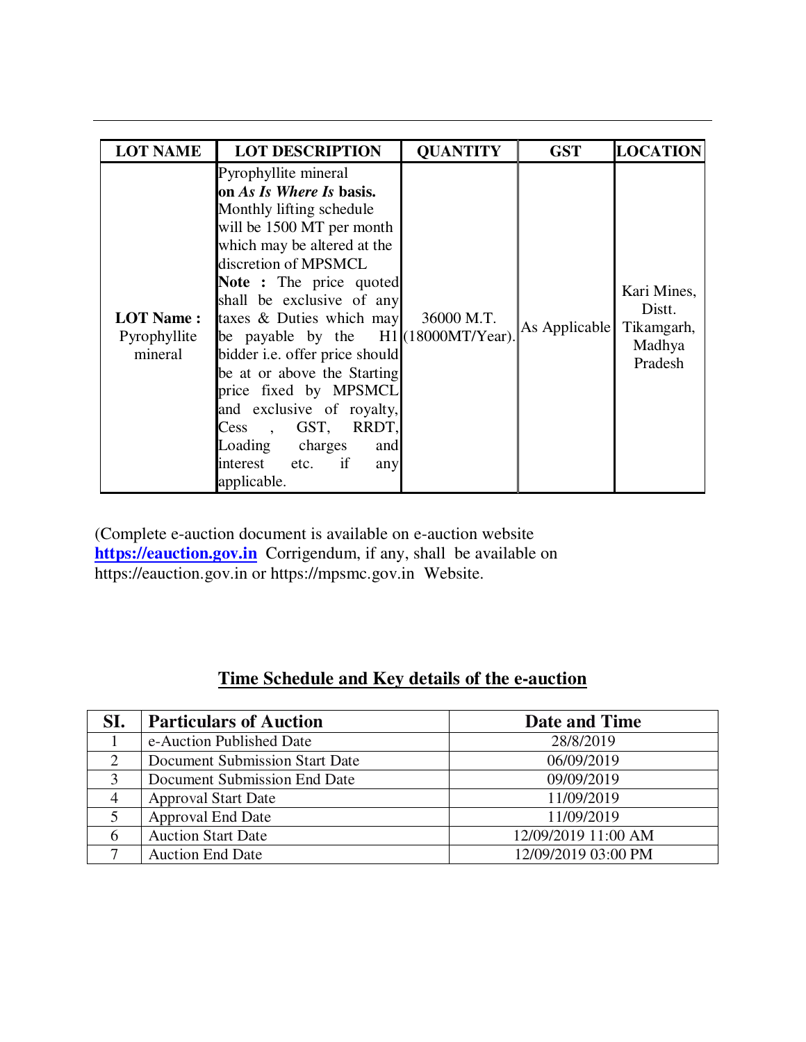| LOT NAME | LOT DESCRIPTION | QUANTITY | GST | LOCATION |
|---|---|---|---|---|
| **LOT Name :** Pyrophyllite mineral | Pyrophyllite mineral **on *As Is Where Is* basis.** Monthly lifting schedule will be 1500 MT per month which may be altered at the discretion of MPSMCL **Note :** The price quoted shall be exclusive of any taxes & Duties which may be payable by the H1 bidder i.e. offer price should be at or above the Starting price fixed by MPSMCL and exclusive of royalty, Cess , GST, RRDT, Loading charges and interest etc. if any applicable. | 36000 M.T. (18000MT/Year). | As Applicable | Kari Mines, Distt. Tikamgarh, Madhya Pradesh |

(Complete e-auction document is available on e-auction website **https://eauction.gov.in** Corrigendum, if any, shall be available on https://eauction.gov.in or https://mpsmc.gov.in Website.

## Time Schedule and Key details of the e-auction

| SI. | Particulars of Auction | Date and Time |
|---|---|---|
| 1 | e-Auction Published Date | 28/8/2019 |
| 2 | Document Submission Start Date | 06/09/2019 |
| 3 | Document Submission End Date | 09/09/2019 |
| 4 | Approval Start Date | 11/09/2019 |
| 5 | Approval End Date | 11/09/2019 |
| 6 | Auction Start Date | 12/09/2019 11:00 AM |
| 7 | Auction End Date | 12/09/2019 03:00 PM |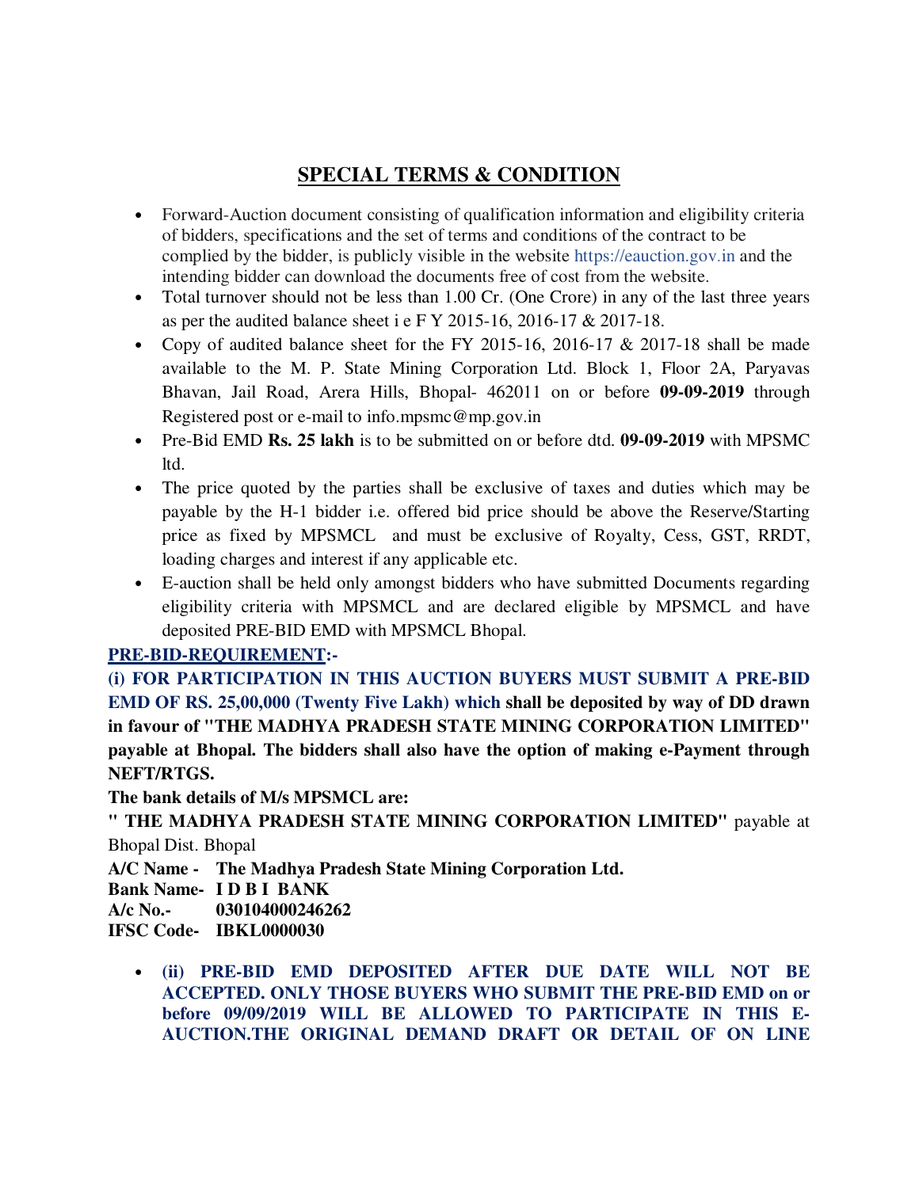## SPECIAL TERMS & CONDITION

- Forward-Auction document consisting of qualification information and eligibility criteria of bidders, specifications and the set of terms and conditions of the contract to be complied by the bidder, is publicly visible in the website https://eauction.gov.in and the intending bidder can download the documents free of cost from the website.
- Total turnover should not be less than 1.00 Cr. (One Crore) in any of the last three years as per the audited balance sheet i e F Y 2015-16, 2016-17 & 2017-18.
- Copy of audited balance sheet for the FY 2015-16, 2016-17 & 2017-18 shall be made available to the M. P. State Mining Corporation Ltd. Block 1, Floor 2A, Paryavas Bhavan, Jail Road, Arera Hills, Bhopal- 462011 on or before **09-09-2019** through Registered post or e-mail to info.mpsmc@mp.gov.in
- Pre-Bid EMD **Rs. 25 lakh** is to be submitted on or before dtd. **09-09-2019** with MPSMC ltd.
- The price quoted by the parties shall be exclusive of taxes and duties which may be payable by the H-1 bidder i.e. offered bid price should be above the Reserve/Starting price as fixed by MPSMCL and must be exclusive of Royalty, Cess, GST, RRDT, loading charges and interest if any applicable etc.
- E-auction shall be held only amongst bidders who have submitted Documents regarding eligibility criteria with MPSMCL and are declared eligible by MPSMCL and have deposited PRE-BID EMD with MPSMCL Bhopal.

**PRE-BID-REQUIREMENT:-**

**(i) FOR PARTICIPATION IN THIS AUCTION BUYERS MUST SUBMIT A PRE-BID EMD OF RS. 25,00,000 (Twenty Five Lakh) which shall be deposited by way of DD drawn in favour of "THE MADHYA PRADESH STATE MINING CORPORATION LIMITED" payable at Bhopal. The bidders shall also have the option of making e-Payment through NEFT/RTGS.**

**The bank details of M/s MPSMCL are:**

**" THE MADHYA PRADESH STATE MINING CORPORATION LIMITED"** payable at Bhopal Dist. Bhopal

**A/C Name - The Madhya Pradesh State Mining Corporation Ltd.**
**Bank Name- I D B I BANK**
**A/c No.- 030104000246262**
**IFSC Code- IBKL0000030**

- **(ii) PRE-BID EMD DEPOSITED AFTER DUE DATE WILL NOT BE ACCEPTED. ONLY THOSE BUYERS WHO SUBMIT THE PRE-BID EMD on or before 09/09/2019 WILL BE ALLOWED TO PARTICIPATE IN THIS E-AUCTION.THE ORIGINAL DEMAND DRAFT OR DETAIL OF ON LINE**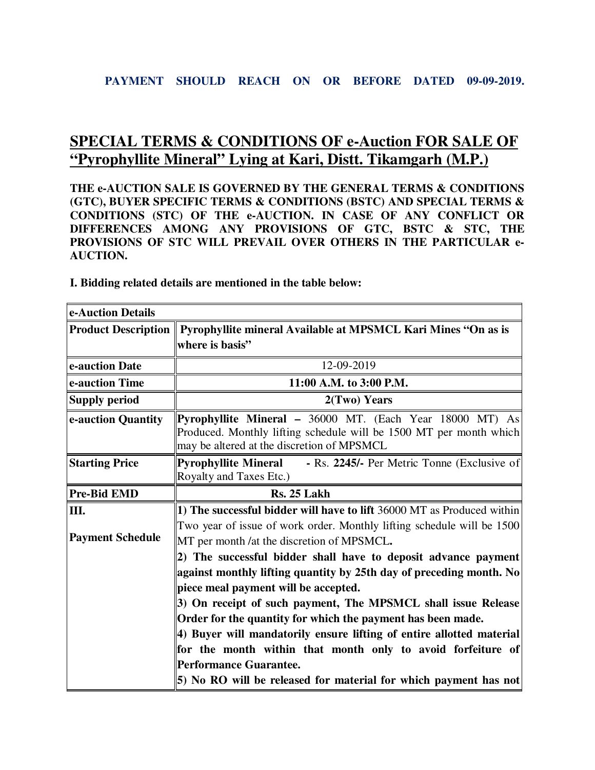**PAYMENT SHOULD REACH ON OR BEFORE DATED 09-09-2019.**

# SPECIAL TERMS & CONDITIONS OF e-Auction FOR SALE OF "Pyrophyllite Mineral" Lying at Kari, Distt. Tikamgarh (M.P.)

**THE e-AUCTION SALE IS GOVERNED BY THE GENERAL TERMS & CONDITIONS (GTC), BUYER SPECIFIC TERMS & CONDITIONS (BSTC) AND SPECIAL TERMS & CONDITIONS (STC) OF THE e-AUCTION. IN CASE OF ANY CONFLICT OR DIFFERENCES AMONG ANY PROVISIONS OF GTC, BSTC & STC, THE PROVISIONS OF STC WILL PREVAIL OVER OTHERS IN THE PARTICULAR e-AUCTION.**

**I. Bidding related details are mentioned in the table below:**

| **e-Auction Details** | |
|---|---|
| **Product Description** | **Pyrophyllite mineral Available at MPSMCL Kari Mines "On as is where is basis"** |
| **e-auction Date** | 12-09-2019 |
| **e-auction Time** | **11:00 A.M. to 3:00 P.M.** |
| **Supply period** | **2(Two) Years** |
| **e-auction Quantity** | **Pyrophyllite Mineral –** 36000 MT. (Each Year 18000 MT) As Produced. Monthly lifting schedule will be 1500 MT per month which may be altered at the discretion of MPSMCL |
| **Starting Price** | **Pyrophyllite Mineral** - Rs. **2245/-** Per Metric Tonne (Exclusive of Royalty and Taxes Etc.) |
| **Pre-Bid EMD** | **Rs. 25 Lakh** |
| **III.**<br><br>**Payment Schedule** | **1) The successful bidder will have to lift** 36000 MT as Produced within Two year of issue of work order. Monthly lifting schedule will be 1500 MT per month /at the discretion of MPSMCL**.**<br>**2) The successful bidder shall have to deposit advance payment against monthly lifting quantity by 25th day of preceding month. No piece meal payment will be accepted.**<br>**3) On receipt of such payment, The MPSMCL shall issue Release Order for the quantity for which the payment has been made.**<br>**4) Buyer will mandatorily ensure lifting of entire allotted material for the month within that month only to avoid forfeiture of Performance Guarantee.**<br>**5) No RO will be released for material for which payment has not** |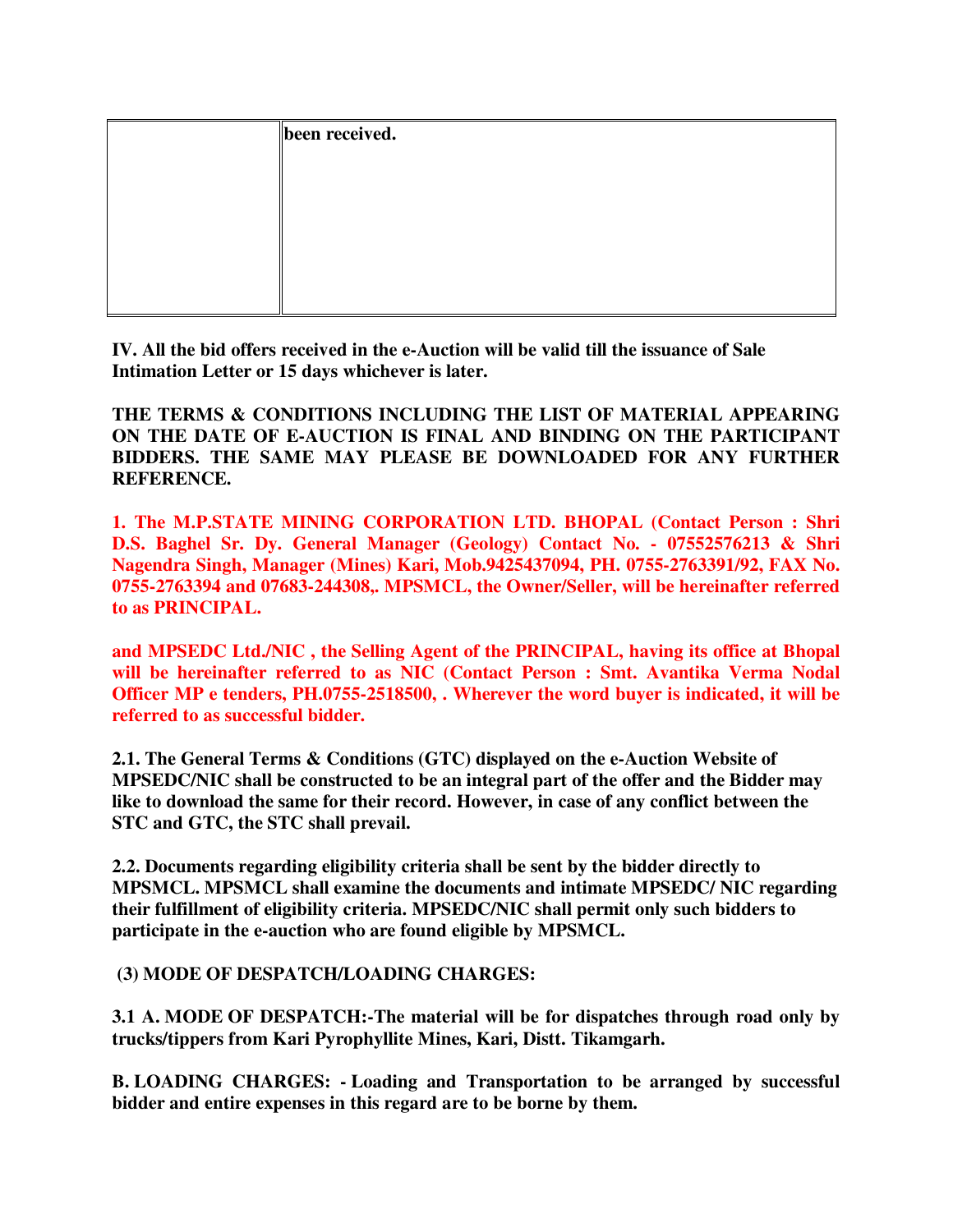|  | been received. |
|---|---|

**IV. All the bid offers received in the e-Auction will be valid till the issuance of Sale Intimation Letter or 15 days whichever is later.**

**THE TERMS & CONDITIONS INCLUDING THE LIST OF MATERIAL APPEARING ON THE DATE OF E-AUCTION IS FINAL AND BINDING ON THE PARTICIPANT BIDDERS. THE SAME MAY PLEASE BE DOWNLOADED FOR ANY FURTHER REFERENCE.**

**1. The M.P.STATE MINING CORPORATION LTD. BHOPAL (Contact Person : Shri D.S. Baghel Sr. Dy. General Manager (Geology) Contact No. - 07552576213 & Shri Nagendra Singh, Manager (Mines) Kari, Mob.9425437094, PH. 0755-2763391/92, FAX No. 0755-2763394 and 07683-244308,. MPSMCL, the Owner/Seller, will be hereinafter referred to as PRINCIPAL.**

**and MPSEDC Ltd./NIC , the Selling Agent of the PRINCIPAL, having its office at Bhopal will be hereinafter referred to as NIC (Contact Person : Smt. Avantika Verma Nodal Officer MP e tenders, PH.0755-2518500, . Wherever the word buyer is indicated, it will be referred to as successful bidder.**

**2.1. The General Terms & Conditions (GTC) displayed on the e-Auction Website of MPSEDC/NIC shall be constructed to be an integral part of the offer and the Bidder may like to download the same for their record. However, in case of any conflict between the STC and GTC, the STC shall prevail.**

**2.2. Documents regarding eligibility criteria shall be sent by the bidder directly to MPSMCL. MPSMCL shall examine the documents and intimate MPSEDC/ NIC regarding their fulfillment of eligibility criteria. MPSEDC/NIC shall permit only such bidders to participate in the e-auction who are found eligible by MPSMCL.**

**(3) MODE OF DESPATCH/LOADING CHARGES:**

**3.1 A. MODE OF DESPATCH:-The material will be for dispatches through road only by trucks/tippers from Kari Pyrophyllite Mines, Kari, Distt. Tikamgarh.**

**B. LOADING CHARGES: - Loading and Transportation to be arranged by successful bidder and entire expenses in this regard are to be borne by them.**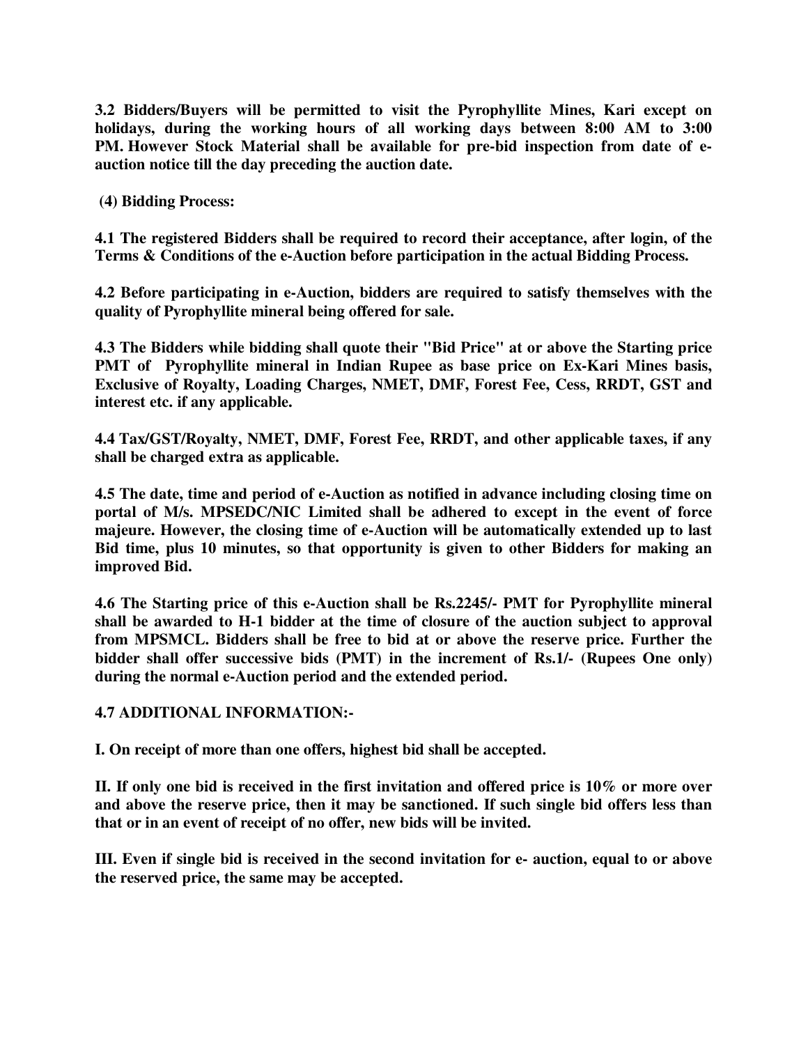**3.2 Bidders/Buyers will be permitted to visit the Pyrophyllite Mines, Kari except on holidays, during the working hours of all working days between 8:00 AM to 3:00 PM. However Stock Material shall be available for pre-bid inspection from date of e-auction notice till the day preceding the auction date.**

**(4) Bidding Process:**

**4.1 The registered Bidders shall be required to record their acceptance, after login, of the Terms & Conditions of the e-Auction before participation in the actual Bidding Process.**

**4.2 Before participating in e-Auction, bidders are required to satisfy themselves with the quality of Pyrophyllite mineral being offered for sale.**

**4.3 The Bidders while bidding shall quote their "Bid Price" at or above the Starting price PMT of Pyrophyllite mineral in Indian Rupee as base price on Ex-Kari Mines basis, Exclusive of Royalty, Loading Charges, NMET, DMF, Forest Fee, Cess, RRDT, GST and interest etc. if any applicable.**

**4.4 Tax/GST/Royalty, NMET, DMF, Forest Fee, RRDT, and other applicable taxes, if any shall be charged extra as applicable.**

**4.5 The date, time and period of e-Auction as notified in advance including closing time on portal of M/s. MPSEDC/NIC Limited shall be adhered to except in the event of force majeure. However, the closing time of e-Auction will be automatically extended up to last Bid time, plus 10 minutes, so that opportunity is given to other Bidders for making an improved Bid.**

**4.6 The Starting price of this e-Auction shall be Rs.2245/- PMT for Pyrophyllite mineral shall be awarded to H-1 bidder at the time of closure of the auction subject to approval from MPSMCL. Bidders shall be free to bid at or above the reserve price. Further the bidder shall offer successive bids (PMT) in the increment of Rs.1/- (Rupees One only) during the normal e-Auction period and the extended period.**

**4.7 ADDITIONAL INFORMATION:-**

**I. On receipt of more than one offers, highest bid shall be accepted.**

**II. If only one bid is received in the first invitation and offered price is 10% or more over and above the reserve price, then it may be sanctioned. If such single bid offers less than that or in an event of receipt of no offer, new bids will be invited.**

**III. Even if single bid is received in the second invitation for e- auction, equal to or above the reserved price, the same may be accepted.**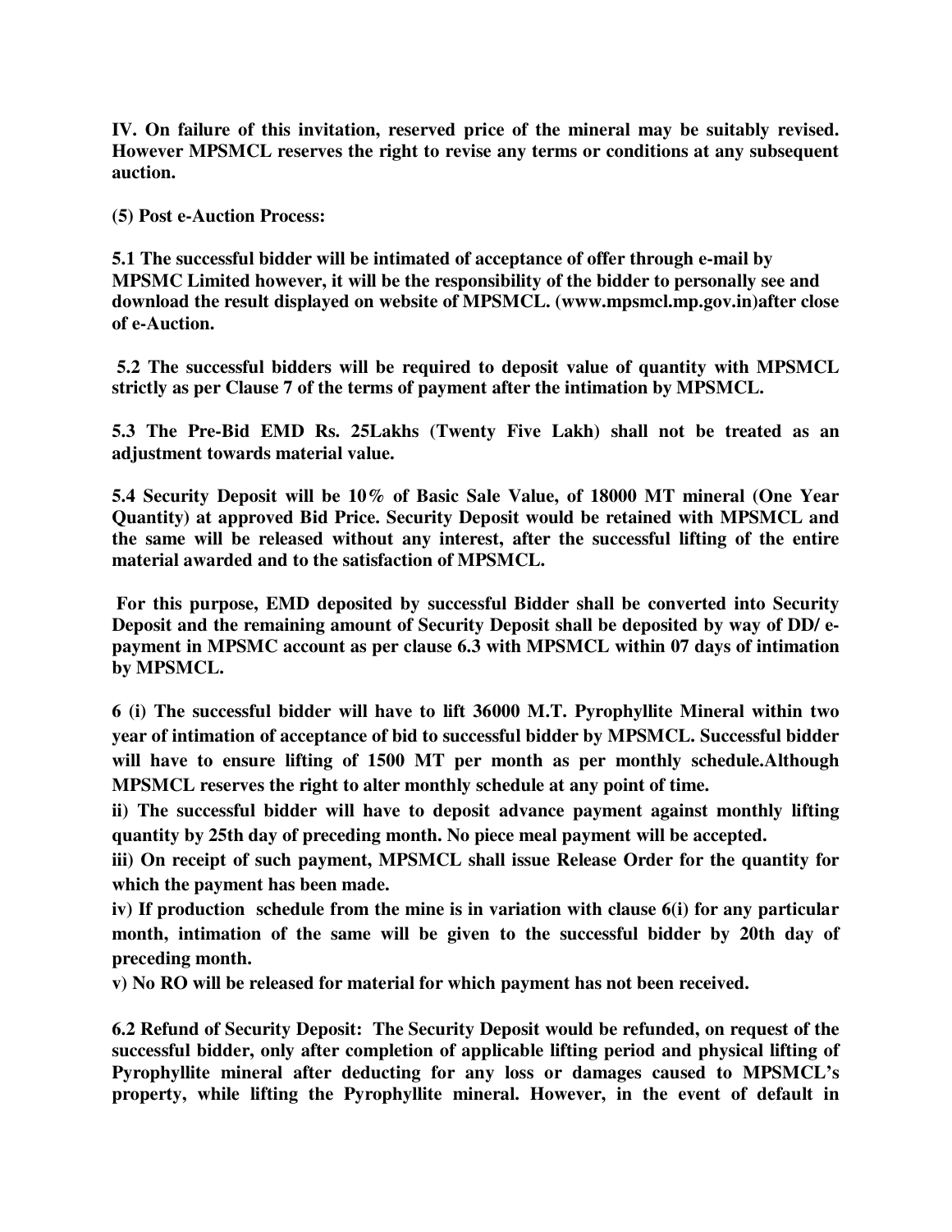**IV. On failure of this invitation, reserved price of the mineral may be suitably revised. However MPSMCL reserves the right to revise any terms or conditions at any subsequent auction.**

**(5) Post e-Auction Process:**

**5.1 The successful bidder will be intimated of acceptance of offer through e-mail by MPSMC Limited however, it will be the responsibility of the bidder to personally see and download the result displayed on website of MPSMCL. (www.mpsmcl.mp.gov.in)after close of e-Auction.**

**5.2 The successful bidders will be required to deposit value of quantity with MPSMCL strictly as per Clause 7 of the terms of payment after the intimation by MPSMCL.**

**5.3 The Pre-Bid EMD Rs. 25Lakhs (Twenty Five Lakh) shall not be treated as an adjustment towards material value.**

**5.4 Security Deposit will be 10% of Basic Sale Value, of 18000 MT mineral (One Year Quantity) at approved Bid Price. Security Deposit would be retained with MPSMCL and the same will be released without any interest, after the successful lifting of the entire material awarded and to the satisfaction of MPSMCL.**

**For this purpose, EMD deposited by successful Bidder shall be converted into Security Deposit and the remaining amount of Security Deposit shall be deposited by way of DD/ e-payment in MPSMC account as per clause 6.3 with MPSMCL within 07 days of intimation by MPSMCL.**

**6 (i) The successful bidder will have to lift 36000 M.T. Pyrophyllite Mineral within two year of intimation of acceptance of bid to successful bidder by MPSMCL. Successful bidder will have to ensure lifting of 1500 MT per month as per monthly schedule.Although MPSMCL reserves the right to alter monthly schedule at any point of time.**

**ii) The successful bidder will have to deposit advance payment against monthly lifting quantity by 25th day of preceding month. No piece meal payment will be accepted.**

**iii) On receipt of such payment, MPSMCL shall issue Release Order for the quantity for which the payment has been made.**

**iv) If production schedule from the mine is in variation with clause 6(i) for any particular month, intimation of the same will be given to the successful bidder by 20th day of preceding month.**

**v) No RO will be released for material for which payment has not been received.**

**6.2 Refund of Security Deposit: The Security Deposit would be refunded, on request of the successful bidder, only after completion of applicable lifting period and physical lifting of Pyrophyllite mineral after deducting for any loss or damages caused to MPSMCL's property, while lifting the Pyrophyllite mineral. However, in the event of default in**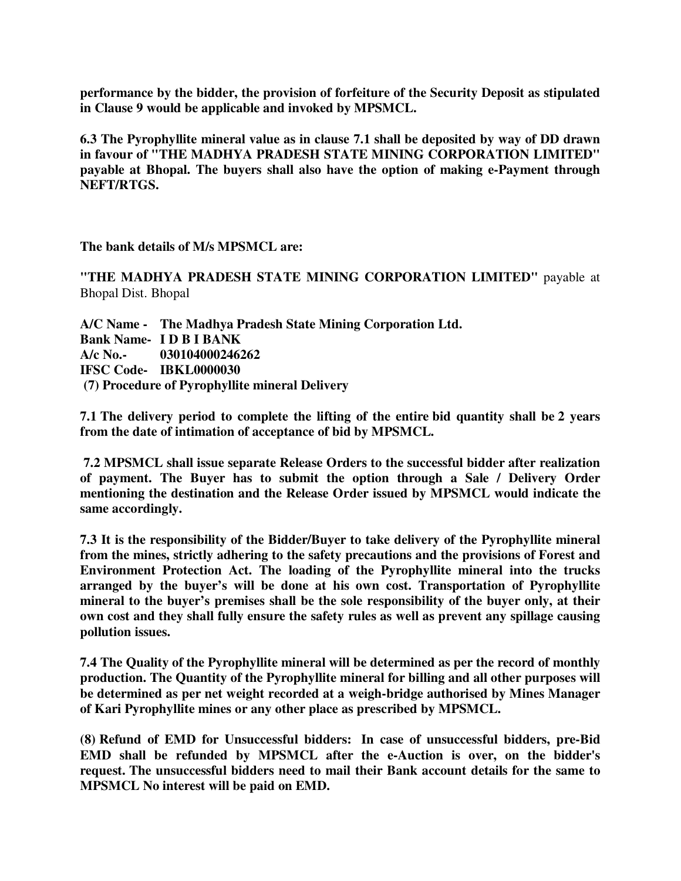**performance by the bidder, the provision of forfeiture of the Security Deposit as stipulated in Clause 9 would be applicable and invoked by MPSMCL.**

**6.3 The Pyrophyllite mineral value as in clause 7.1 shall be deposited by way of DD drawn in favour of "THE MADHYA PRADESH STATE MINING CORPORATION LIMITED" payable at Bhopal. The buyers shall also have the option of making e-Payment through NEFT/RTGS.**

**The bank details of M/s MPSMCL are:**

**"THE MADHYA PRADESH STATE MINING CORPORATION LIMITED"** payable at Bhopal Dist. Bhopal

**A/C Name - The Madhya Pradesh State Mining Corporation Ltd.**
**Bank Name- I D B I BANK**
**A/c No.- 030104000246262**
**IFSC Code- IBKL0000030**

**(7) Procedure of Pyrophyllite mineral Delivery**

**7.1 The delivery period to complete the lifting of the entire bid quantity shall be 2 years from the date of intimation of acceptance of bid by MPSMCL.**

**7.2 MPSMCL shall issue separate Release Orders to the successful bidder after realization of payment. The Buyer has to submit the option through a Sale / Delivery Order mentioning the destination and the Release Order issued by MPSMCL would indicate the same accordingly.**

**7.3 It is the responsibility of the Bidder/Buyer to take delivery of the Pyrophyllite mineral from the mines, strictly adhering to the safety precautions and the provisions of Forest and Environment Protection Act. The loading of the Pyrophyllite mineral into the trucks arranged by the buyer's will be done at his own cost. Transportation of Pyrophyllite mineral to the buyer's premises shall be the sole responsibility of the buyer only, at their own cost and they shall fully ensure the safety rules as well as prevent any spillage causing pollution issues.**

**7.4 The Quality of the Pyrophyllite mineral will be determined as per the record of monthly production. The Quantity of the Pyrophyllite mineral for billing and all other purposes will be determined as per net weight recorded at a weigh-bridge authorised by Mines Manager of Kari Pyrophyllite mines or any other place as prescribed by MPSMCL.**

**(8) Refund of EMD for Unsuccessful bidders: In case of unsuccessful bidders, pre-Bid EMD shall be refunded by MPSMCL after the e-Auction is over, on the bidder's request. The unsuccessful bidders need to mail their Bank account details for the same to MPSMCL No interest will be paid on EMD.**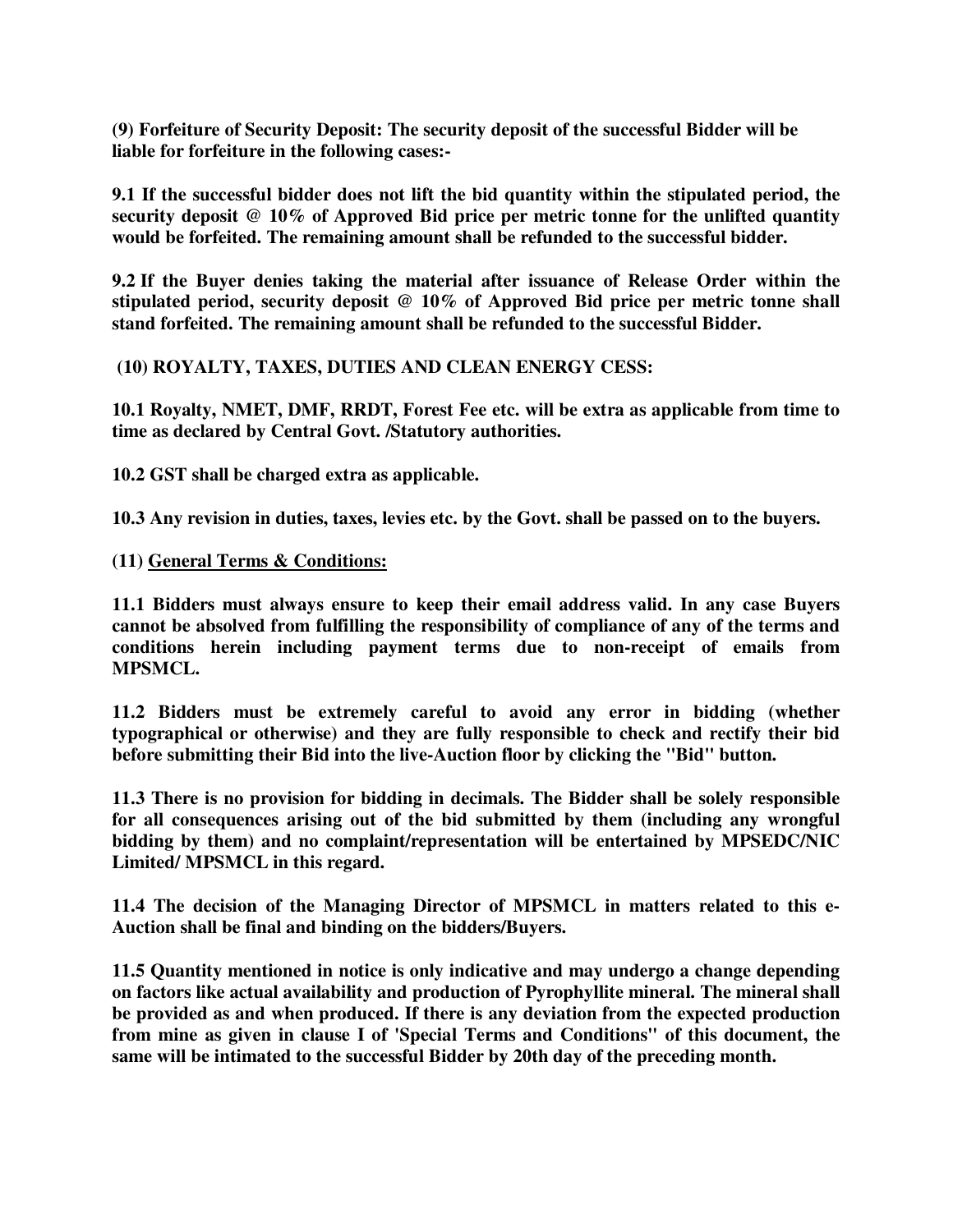**(9) Forfeiture of Security Deposit: The security deposit of the successful Bidder will be liable for forfeiture in the following cases:-**

**9.1 If the successful bidder does not lift the bid quantity within the stipulated period, the security deposit @ 10% of Approved Bid price per metric tonne for the unlifted quantity would be forfeited. The remaining amount shall be refunded to the successful bidder.**

**9.2 If the Buyer denies taking the material after issuance of Release Order within the stipulated period, security deposit @ 10% of Approved Bid price per metric tonne shall stand forfeited. The remaining amount shall be refunded to the successful Bidder.**

**(10) ROYALTY, TAXES, DUTIES AND CLEAN ENERGY CESS:**

**10.1 Royalty, NMET, DMF, RRDT, Forest Fee etc. will be extra as applicable from time to time as declared by Central Govt. /Statutory authorities.**

**10.2 GST shall be charged extra as applicable.**

**10.3 Any revision in duties, taxes, levies etc. by the Govt. shall be passed on to the buyers.**

**(11) <u>General Terms & Conditions:</u>**

**11.1 Bidders must always ensure to keep their email address valid. In any case Buyers cannot be absolved from fulfilling the responsibility of compliance of any of the terms and conditions herein including payment terms due to non-receipt of emails from MPSMCL.**

**11.2 Bidders must be extremely careful to avoid any error in bidding (whether typographical or otherwise) and they are fully responsible to check and rectify their bid before submitting their Bid into the live-Auction floor by clicking the "Bid" button.**

**11.3 There is no provision for bidding in decimals. The Bidder shall be solely responsible for all consequences arising out of the bid submitted by them (including any wrongful bidding by them) and no complaint/representation will be entertained by MPSEDC/NIC Limited/ MPSMCL in this regard.**

**11.4 The decision of the Managing Director of MPSMCL in matters related to this e-Auction shall be final and binding on the bidders/Buyers.**

**11.5 Quantity mentioned in notice is only indicative and may undergo a change depending on factors like actual availability and production of Pyrophyllite mineral. The mineral shall be provided as and when produced. If there is any deviation from the expected production from mine as given in clause I of 'Special Terms and Conditions" of this document, the same will be intimated to the successful Bidder by 20th day of the preceding month.**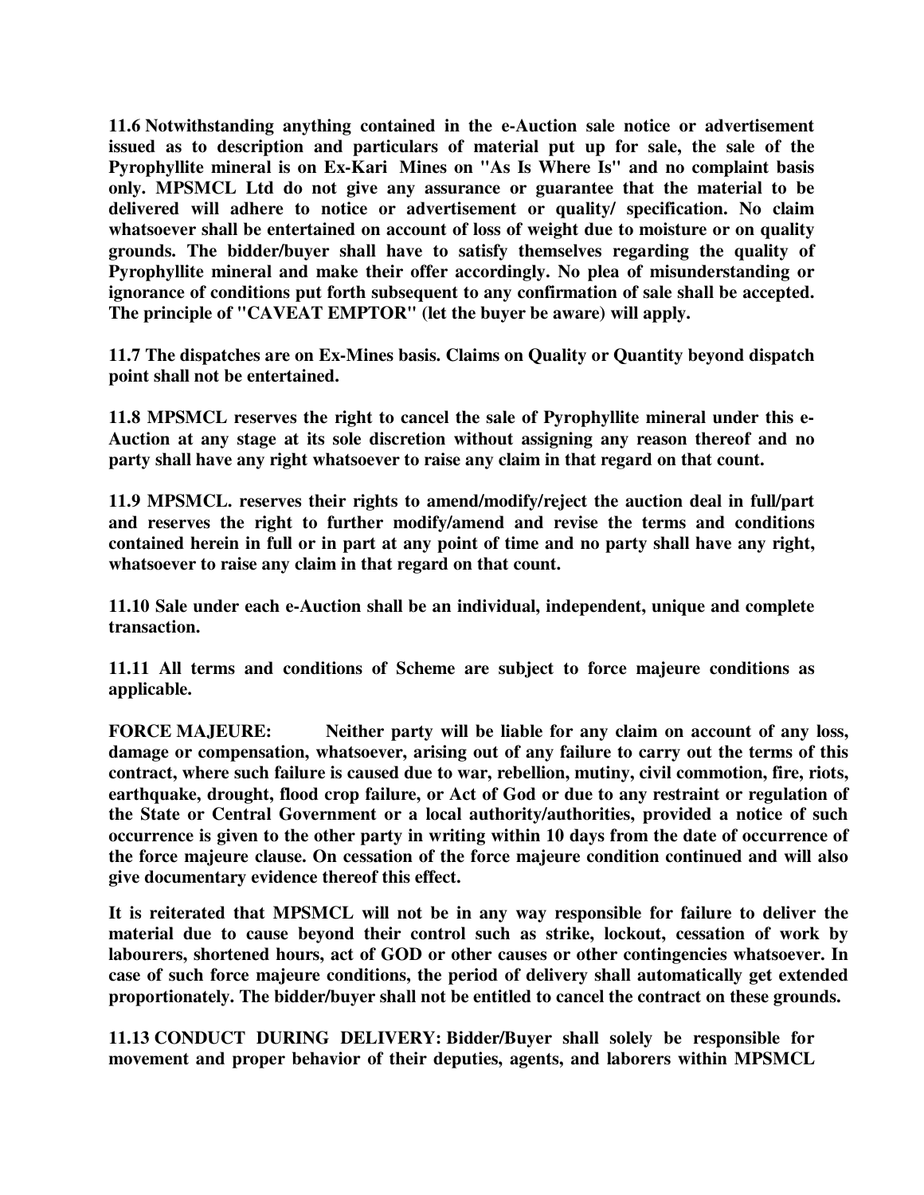**11.6 Notwithstanding anything contained in the e-Auction sale notice or advertisement issued as to description and particulars of material put up for sale, the sale of the Pyrophyllite mineral is on Ex-Kari Mines on "As Is Where Is" and no complaint basis only. MPSMCL Ltd do not give any assurance or guarantee that the material to be delivered will adhere to notice or advertisement or quality/ specification. No claim whatsoever shall be entertained on account of loss of weight due to moisture or on quality grounds. The bidder/buyer shall have to satisfy themselves regarding the quality of Pyrophyllite mineral and make their offer accordingly. No plea of misunderstanding or ignorance of conditions put forth subsequent to any confirmation of sale shall be accepted. The principle of "CAVEAT EMPTOR" (let the buyer be aware) will apply.**

**11.7 The dispatches are on Ex-Mines basis. Claims on Quality or Quantity beyond dispatch point shall not be entertained.**

**11.8 MPSMCL reserves the right to cancel the sale of Pyrophyllite mineral under this e-Auction at any stage at its sole discretion without assigning any reason thereof and no party shall have any right whatsoever to raise any claim in that regard on that count.**

**11.9 MPSMCL. reserves their rights to amend/modify/reject the auction deal in full/part and reserves the right to further modify/amend and revise the terms and conditions contained herein in full or in part at any point of time and no party shall have any right, whatsoever to raise any claim in that regard on that count.**

**11.10 Sale under each e-Auction shall be an individual, independent, unique and complete transaction.**

**11.11 All terms and conditions of Scheme are subject to force majeure conditions as applicable.**

**FORCE MAJEURE: Neither party will be liable for any claim on account of any loss, damage or compensation, whatsoever, arising out of any failure to carry out the terms of this contract, where such failure is caused due to war, rebellion, mutiny, civil commotion, fire, riots, earthquake, drought, flood crop failure, or Act of God or due to any restraint or regulation of the State or Central Government or a local authority/authorities, provided a notice of such occurrence is given to the other party in writing within 10 days from the date of occurrence of the force majeure clause. On cessation of the force majeure condition continued and will also give documentary evidence thereof this effect.**

**It is reiterated that MPSMCL will not be in any way responsible for failure to deliver the material due to cause beyond their control such as strike, lockout, cessation of work by labourers, shortened hours, act of GOD or other causes or other contingencies whatsoever. In case of such force majeure conditions, the period of delivery shall automatically get extended proportionately. The bidder/buyer shall not be entitled to cancel the contract on these grounds.**

**11.13 CONDUCT DURING DELIVERY: Bidder/Buyer shall solely be responsible for movement and proper behavior of their deputies, agents, and laborers within MPSMCL**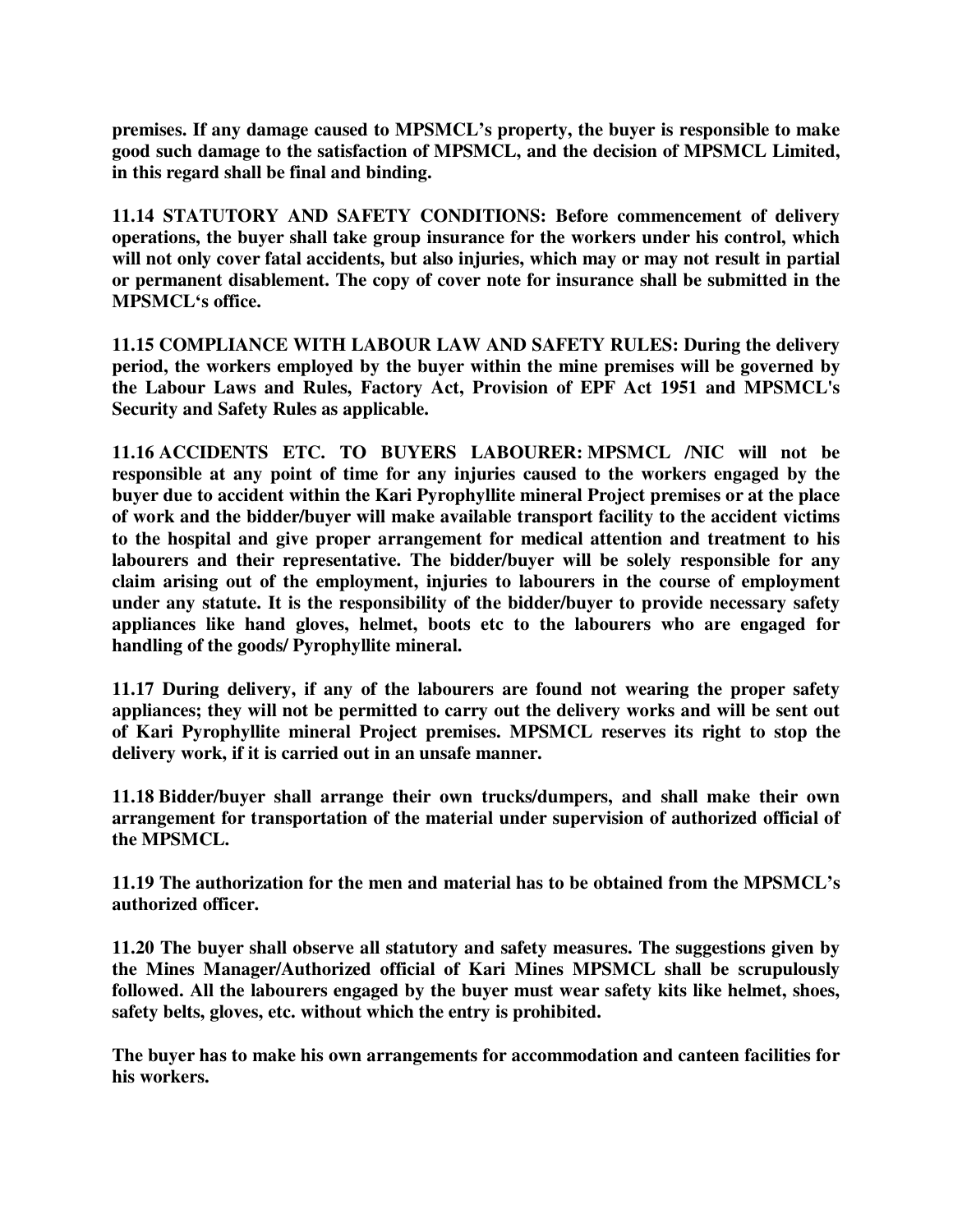**premises. If any damage caused to MPSMCL's property, the buyer is responsible to make good such damage to the satisfaction of MPSMCL, and the decision of MPSMCL Limited, in this regard shall be final and binding.**

**11.14 STATUTORY AND SAFETY CONDITIONS: Before commencement of delivery operations, the buyer shall take group insurance for the workers under his control, which will not only cover fatal accidents, but also injuries, which may or may not result in partial or permanent disablement. The copy of cover note for insurance shall be submitted in the MPSMCL's office.**

**11.15 COMPLIANCE WITH LABOUR LAW AND SAFETY RULES: During the delivery period, the workers employed by the buyer within the mine premises will be governed by the Labour Laws and Rules, Factory Act, Provision of EPF Act 1951 and MPSMCL's Security and Safety Rules as applicable.**

**11.16 ACCIDENTS ETC. TO BUYERS LABOURER: MPSMCL /NIC will not be responsible at any point of time for any injuries caused to the workers engaged by the buyer due to accident within the Kari Pyrophyllite mineral Project premises or at the place of work and the bidder/buyer will make available transport facility to the accident victims to the hospital and give proper arrangement for medical attention and treatment to his labourers and their representative. The bidder/buyer will be solely responsible for any claim arising out of the employment, injuries to labourers in the course of employment under any statute. It is the responsibility of the bidder/buyer to provide necessary safety appliances like hand gloves, helmet, boots etc to the labourers who are engaged for handling of the goods/ Pyrophyllite mineral.**

**11.17 During delivery, if any of the labourers are found not wearing the proper safety appliances; they will not be permitted to carry out the delivery works and will be sent out of Kari Pyrophyllite mineral Project premises. MPSMCL reserves its right to stop the delivery work, if it is carried out in an unsafe manner.**

**11.18 Bidder/buyer shall arrange their own trucks/dumpers, and shall make their own arrangement for transportation of the material under supervision of authorized official of the MPSMCL.**

**11.19 The authorization for the men and material has to be obtained from the MPSMCL's authorized officer.**

**11.20 The buyer shall observe all statutory and safety measures. The suggestions given by the Mines Manager/Authorized official of Kari Mines MPSMCL shall be scrupulously followed. All the labourers engaged by the buyer must wear safety kits like helmet, shoes, safety belts, gloves, etc. without which the entry is prohibited.**

**The buyer has to make his own arrangements for accommodation and canteen facilities for his workers.**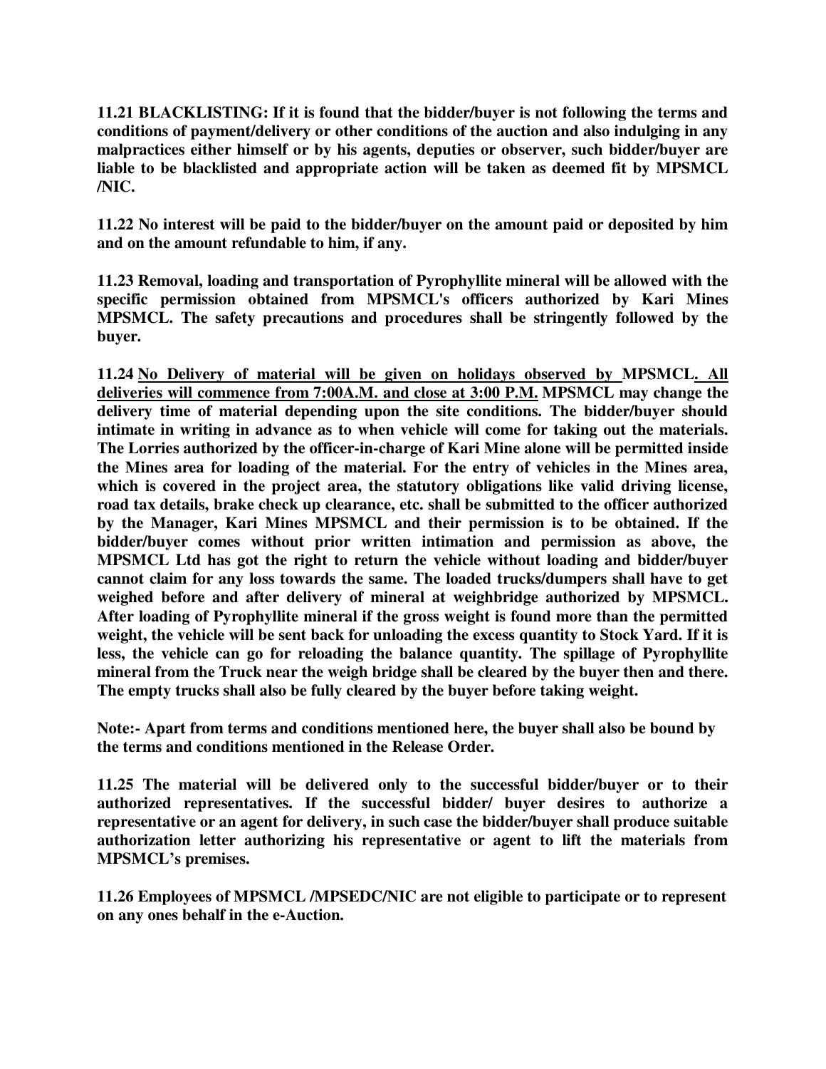**11.21 BLACKLISTING: If it is found that the bidder/buyer is not following the terms and conditions of payment/delivery or other conditions of the auction and also indulging in any malpractices either himself or by his agents, deputies or observer, such bidder/buyer are liable to be blacklisted and appropriate action will be taken as deemed fit by MPSMCL /NIC.**

**11.22 No interest will be paid to the bidder/buyer on the amount paid or deposited by him and on the amount refundable to him, if any.**

**11.23 Removal, loading and transportation of Pyrophyllite mineral will be allowed with the specific permission obtained from MPSMCL's officers authorized by Kari Mines MPSMCL. The safety precautions and procedures shall be stringently followed by the buyer.**

**11.24 <u>No Delivery of material will be given on holidays observed by</u> MPSMCL<u>. All deliveries will commence from 7:00A.M. and close at 3:00 P.M.</u> MPSMCL may change the delivery time of material depending upon the site conditions. The bidder/buyer should intimate in writing in advance as to when vehicle will come for taking out the materials. The Lorries authorized by the officer-in-charge of Kari Mine alone will be permitted inside the Mines area for loading of the material. For the entry of vehicles in the Mines area, which is covered in the project area, the statutory obligations like valid driving license, road tax details, brake check up clearance, etc. shall be submitted to the officer authorized by the Manager, Kari Mines MPSMCL and their permission is to be obtained. If the bidder/buyer comes without prior written intimation and permission as above, the MPSMCL Ltd has got the right to return the vehicle without loading and bidder/buyer cannot claim for any loss towards the same. The loaded trucks/dumpers shall have to get weighed before and after delivery of mineral at weighbridge authorized by MPSMCL. After loading of Pyrophyllite mineral if the gross weight is found more than the permitted weight, the vehicle will be sent back for unloading the excess quantity to Stock Yard. If it is less, the vehicle can go for reloading the balance quantity. The spillage of Pyrophyllite mineral from the Truck near the weigh bridge shall be cleared by the buyer then and there. The empty trucks shall also be fully cleared by the buyer before taking weight.**

**Note:- Apart from terms and conditions mentioned here, the buyer shall also be bound by the terms and conditions mentioned in the Release Order.**

**11.25 The material will be delivered only to the successful bidder/buyer or to their authorized representatives. If the successful bidder/ buyer desires to authorize a representative or an agent for delivery, in such case the bidder/buyer shall produce suitable authorization letter authorizing his representative or agent to lift the materials from MPSMCL's premises.**

**11.26 Employees of MPSMCL /MPSEDC/NIC are not eligible to participate or to represent on any ones behalf in the e-Auction.**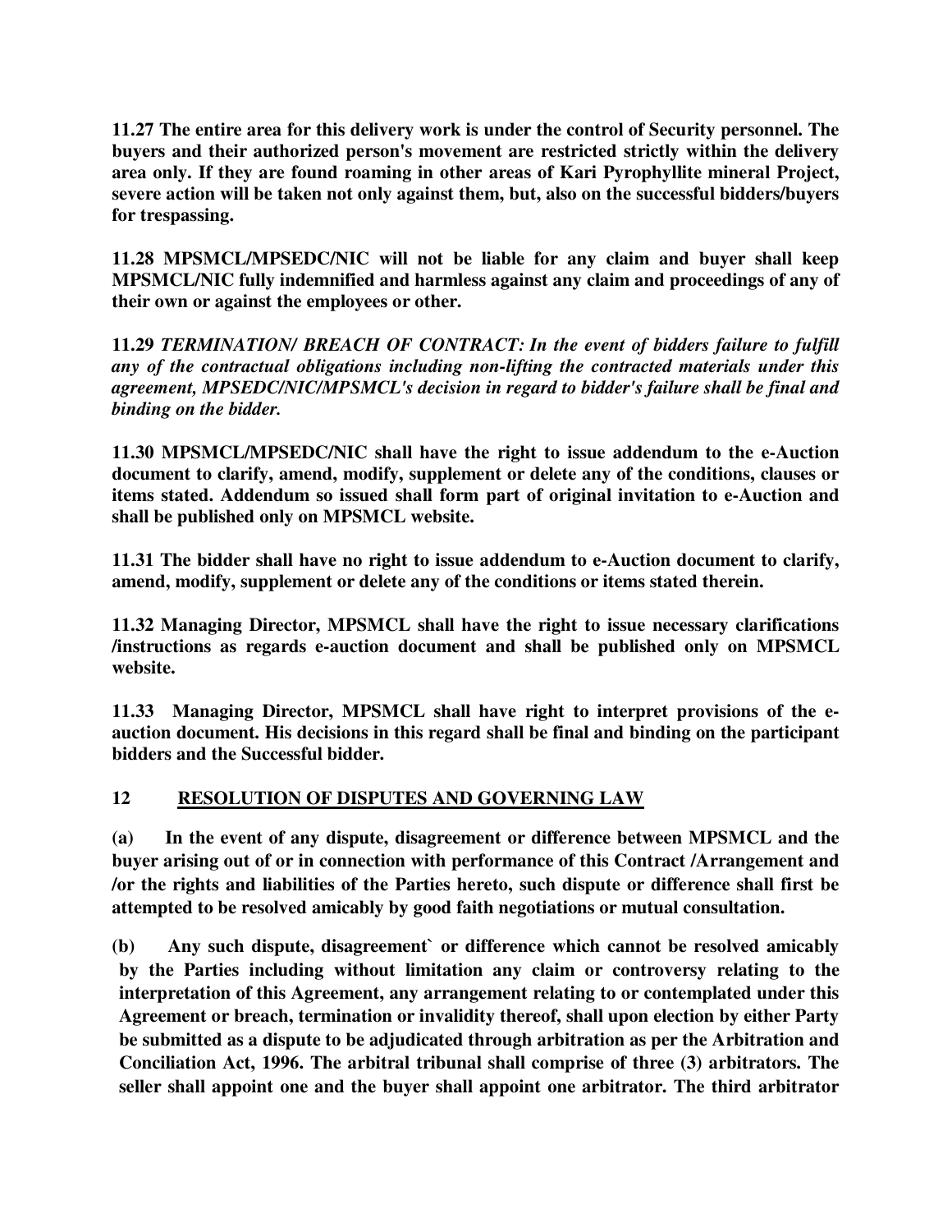**11.27 The entire area for this delivery work is under the control of Security personnel. The buyers and their authorized person's movement are restricted strictly within the delivery area only. If they are found roaming in other areas of Kari Pyrophyllite mineral Project, severe action will be taken not only against them, but, also on the successful bidders/buyers for trespassing.**

**11.28 MPSMCL/MPSEDC/NIC will not be liable for any claim and buyer shall keep MPSMCL/NIC fully indemnified and harmless against any claim and proceedings of any of their own or against the employees or other.**

**11.29** ***TERMINATION/ BREACH OF CONTRACT: In the event of bidders failure to fulfill any of the contractual obligations including non-lifting the contracted materials under this agreement, MPSEDC/NIC/MPSMCL's decision in regard to bidder's failure shall be final and binding on the bidder.***

**11.30 MPSMCL/MPSEDC/NIC shall have the right to issue addendum to the e-Auction document to clarify, amend, modify, supplement or delete any of the conditions, clauses or items stated. Addendum so issued shall form part of original invitation to e-Auction and shall be published only on MPSMCL website.**

**11.31 The bidder shall have no right to issue addendum to e-Auction document to clarify, amend, modify, supplement or delete any of the conditions or items stated therein.**

**11.32 Managing Director, MPSMCL shall have the right to issue necessary clarifications /instructions as regards e-auction document and shall be published only on MPSMCL website.**

**11.33 Managing Director, MPSMCL shall have right to interpret provisions of the e-auction document. His decisions in this regard shall be final and binding on the participant bidders and the Successful bidder.**

## 12 RESOLUTION OF DISPUTES AND GOVERNING LAW

**(a) In the event of any dispute, disagreement or difference between MPSMCL and the buyer arising out of or in connection with performance of this Contract /Arrangement and /or the rights and liabilities of the Parties hereto, such dispute or difference shall first be attempted to be resolved amicably by good faith negotiations or mutual consultation.**

**(b) Any such dispute, disagreement` or difference which cannot be resolved amicably by the Parties including without limitation any claim or controversy relating to the interpretation of this Agreement, any arrangement relating to or contemplated under this Agreement or breach, termination or invalidity thereof, shall upon election by either Party be submitted as a dispute to be adjudicated through arbitration as per the Arbitration and Conciliation Act, 1996. The arbitral tribunal shall comprise of three (3) arbitrators. The seller shall appoint one and the buyer shall appoint one arbitrator. The third arbitrator**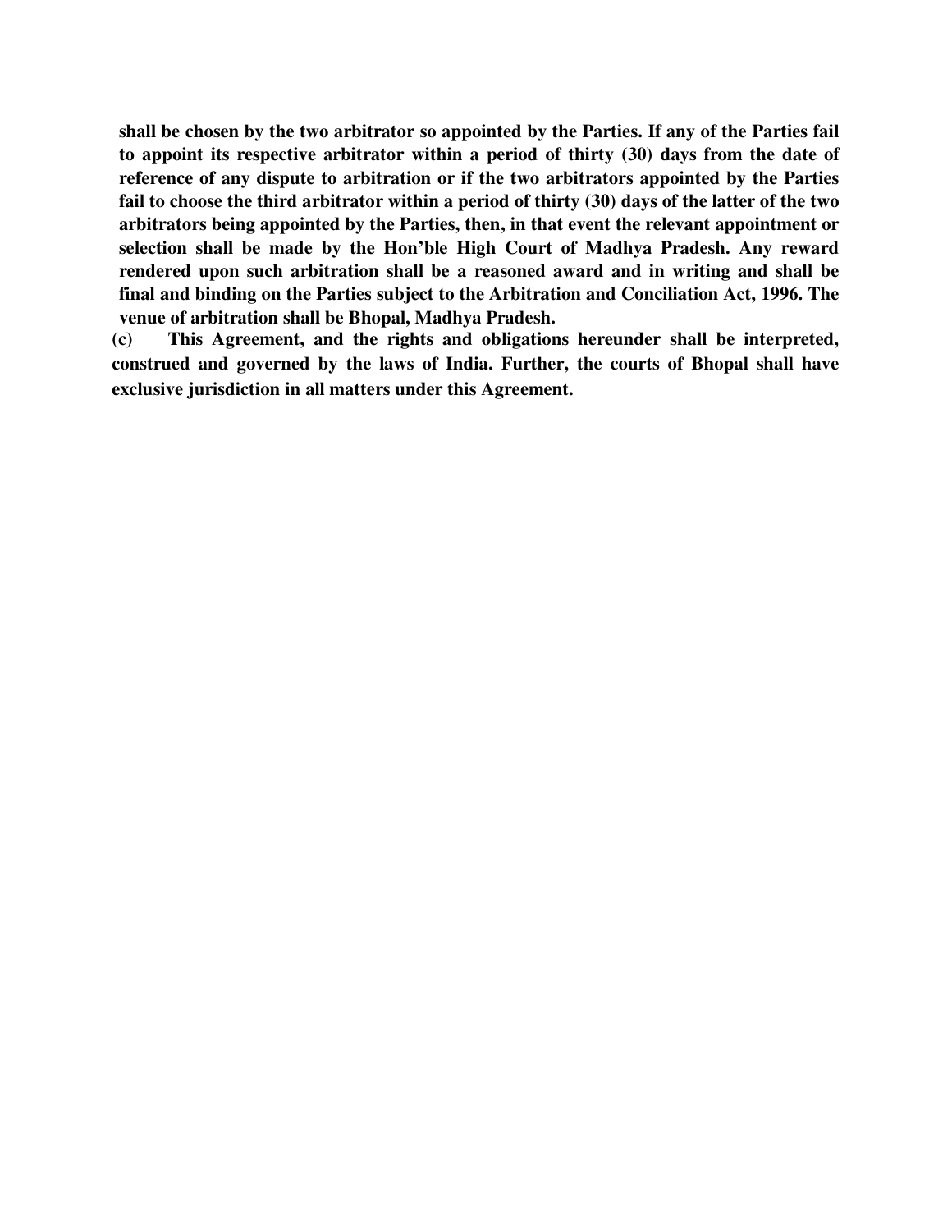**shall be chosen by the two arbitrator so appointed by the Parties. If any of the Parties fail to appoint its respective arbitrator within a period of thirty (30) days from the date of reference of any dispute to arbitration or if the two arbitrators appointed by the Parties fail to choose the third arbitrator within a period of thirty (30) days of the latter of the two arbitrators being appointed by the Parties, then, in that event the relevant appointment or selection shall be made by the Hon'ble High Court of Madhya Pradesh. Any reward rendered upon such arbitration shall be a reasoned award and in writing and shall be final and binding on the Parties subject to the Arbitration and Conciliation Act, 1996. The venue of arbitration shall be Bhopal, Madhya Pradesh.**

**(c) This Agreement, and the rights and obligations hereunder shall be interpreted, construed and governed by the laws of India. Further, the courts of Bhopal shall have exclusive jurisdiction in all matters under this Agreement.**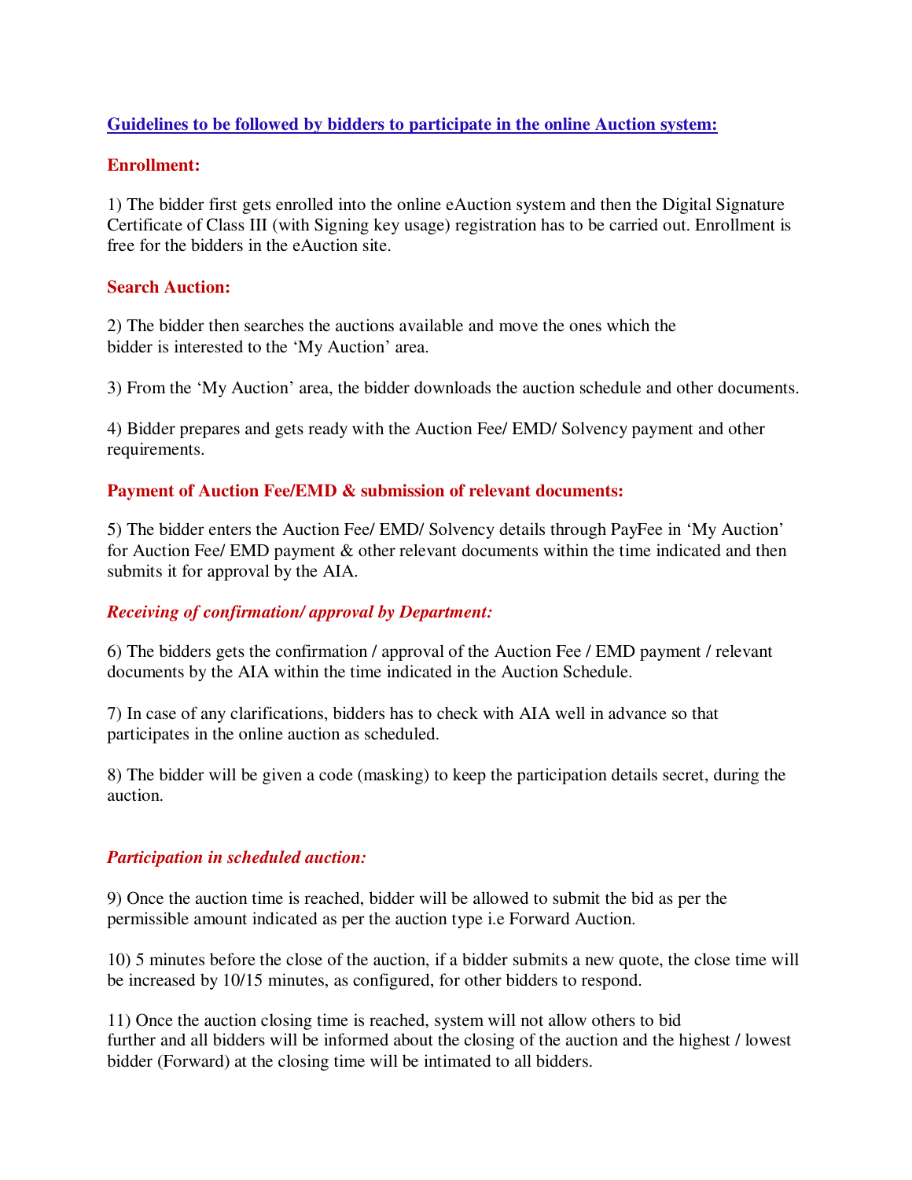## Guidelines to be followed by bidders to participate in the online Auction system:

### Enrollment:

1) The bidder first gets enrolled into the online eAuction system and then the Digital Signature Certificate of Class III (with Signing key usage) registration has to be carried out. Enrollment is free for the bidders in the eAuction site.

### Search Auction:

2) The bidder then searches the auctions available and move the ones which the bidder is interested to the 'My Auction' area.

3) From the 'My Auction' area, the bidder downloads the auction schedule and other documents.

4) Bidder prepares and gets ready with the Auction Fee/ EMD/ Solvency payment and other requirements.

### Payment of Auction Fee/EMD & submission of relevant documents:

5) The bidder enters the Auction Fee/ EMD/ Solvency details through PayFee in 'My Auction' for Auction Fee/ EMD payment & other relevant documents within the time indicated and then submits it for approval by the AIA.

### *Receiving of confirmation/ approval by Department:*

6) The bidders gets the confirmation / approval of the Auction Fee / EMD payment / relevant documents by the AIA within the time indicated in the Auction Schedule.

7) In case of any clarifications, bidders has to check with AIA well in advance so that participates in the online auction as scheduled.

8) The bidder will be given a code (masking) to keep the participation details secret, during the auction.

### *Participation in scheduled auction:*

9) Once the auction time is reached, bidder will be allowed to submit the bid as per the permissible amount indicated as per the auction type i.e Forward Auction.

10) 5 minutes before the close of the auction, if a bidder submits a new quote, the close time will be increased by 10/15 minutes, as configured, for other bidders to respond.

11) Once the auction closing time is reached, system will not allow others to bid further and all bidders will be informed about the closing of the auction and the highest / lowest bidder (Forward) at the closing time will be intimated to all bidders.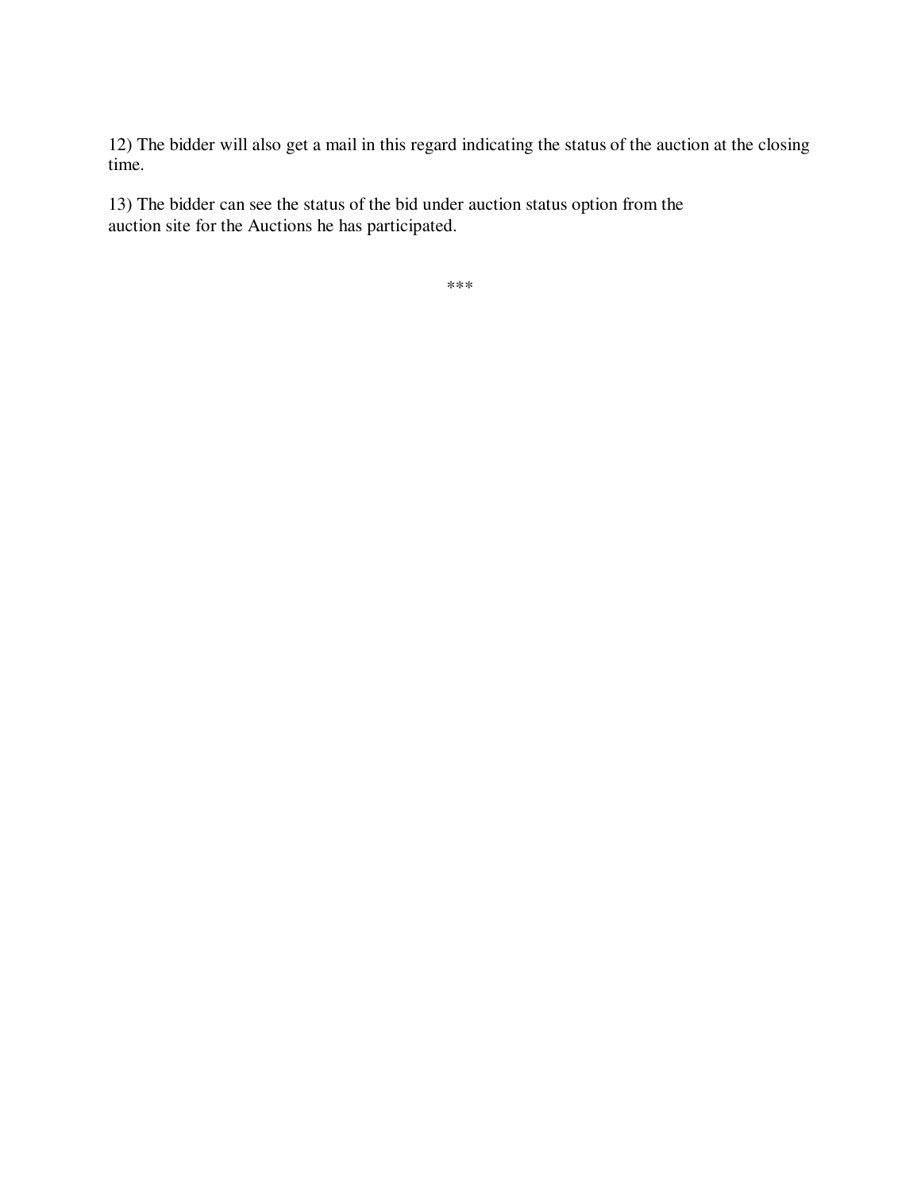12) The bidder will also get a mail in this regard indicating the status of the auction at the closing time.

13) The bidder can see the status of the bid under auction status option from the auction site for the Auctions he has participated.

***